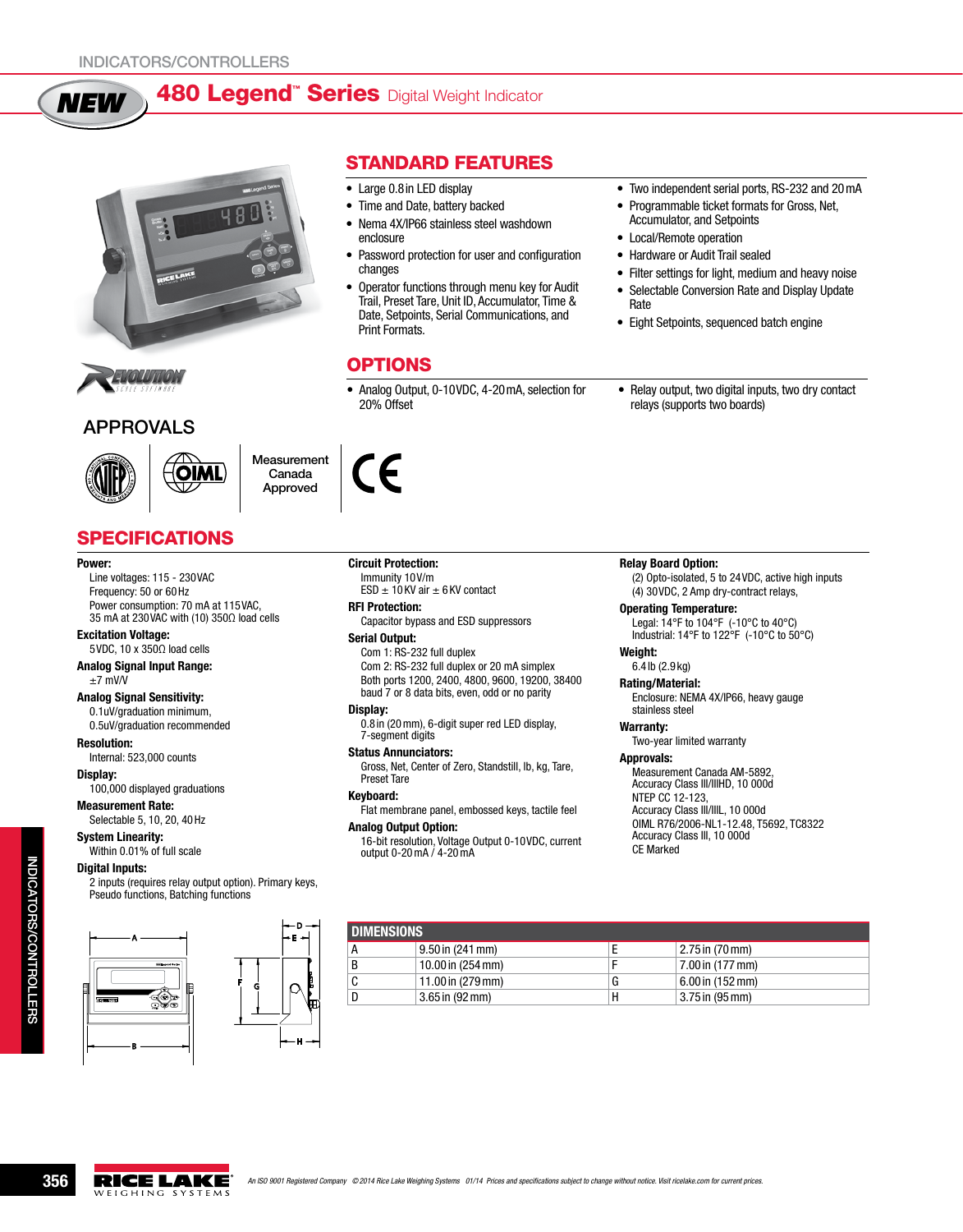INDICATORS/CONTROLLERS

# NEW 480 Legend™ Series Digital Weight Indicator

## STANDARD FEATURES

- Large 0.8 in LED display
- Time and Date, battery backed
- Nema 4X/IP66 stainless steel washdown enclosure
- Password protection for user and configuration changes
- Operator functions through menu key for Audit Trail, Preset Tare, Unit ID, Accumulator, Time & Date, Setpoints, Serial Communications, and Print Formats.
- Two independent serial ports, RS-232 and 20 mA
- Programmable ticket formats for Gross, Net, Accumulator, and Setpoints
- Local/Remote operation
- Hardware or Audit Trail sealed
- Filter settings for light, medium and heavy noise
- Selectable Conversion Rate and Display Update Rate
- Eight Setpoints, sequenced batch engine

## OPTIONS

- Analog Output, 0-10VDC, 4-20 mA, selection for 20% Offset
- Relay output, two digital inputs, two dry contact relays (supports two boards)

## APPROVALS

NTEP | OIML | Measurement Canada Approved | CE

## SPECIFICATIONS

**Power:**
Line voltages: 115 - 230VAC
Frequency: 50 or 60 Hz
Power consumption: 70 mA at 115VAC, 35 mA at 230VAC with (10) 350Ω load cells

**Excitation Voltage:**
5VDC, 10 x 350Ω load cells

**Analog Signal Input Range:**
±7 mV/V

**Analog Signal Sensitivity:**
0.1uV/graduation minimum, 0.5uV/graduation recommended

**Resolution:**
Internal: 523,000 counts

**Display:**
100,000 displayed graduations

**Measurement Rate:**
Selectable 5, 10, 20, 40 Hz

**System Linearity:**
Within 0.01% of full scale

**Digital Inputs:**
2 inputs (requires relay output option). Primary keys, Pseudo functions, Batching functions

**Circuit Protection:**
Immunity 10 V/m
ESD ± 10 KV air ± 6 KV contact

**RFI Protection:**
Capacitor bypass and ESD suppressors

**Serial Output:**
Com 1: RS-232 full duplex
Com 2: RS-232 full duplex or 20 mA simplex
Both ports 1200, 2400, 4800, 9600, 19200, 38400 baud 7 or 8 data bits, even, odd or no parity

**Display:**
0.8 in (20 mm), 6-digit super red LED display, 7-segment digits

**Status Annunciators:**
Gross, Net, Center of Zero, Standstill, lb, kg, Tare, Preset Tare

**Keyboard:**
Flat membrane panel, embossed keys, tactile feel

**Analog Output Option:**
16-bit resolution, Voltage Output 0-10VDC, current output 0-20 mA / 4-20 mA

**Relay Board Option:**
(2) Opto-isolated, 5 to 24VDC, active high inputs
(4) 30VDC, 2 Amp dry-contract relays,

**Operating Temperature:**
Legal: 14°F to 104°F (-10°C to 40°C)
Industrial: 14°F to 122°F (-10°C to 50°C)

**Weight:**
6.4 lb (2.9 kg)

**Rating/Material:**
Enclosure: NEMA 4X/IP66, heavy gauge stainless steel

**Warranty:**
Two-year limited warranty

**Approvals:**
Measurement Canada AM-5892, Accuracy Class III/IIIHD, 10 000d
NTEP CC 12-123, Accuracy Class III/IIIL, 10 000d
OIML R76/2006-NL1-12.48, T5692, TC8322 Accuracy Class III, 10 000d
CE Marked

| DIMENSIONS | | | |
|---|---|---|---|
| A | 9.50 in (241 mm) | E | 2.75 in (70 mm) |
| B | 10.00 in (254 mm) | F | 7.00 in (177 mm) |
| C | 11.00 in (279 mm) | G | 6.00 in (152 mm) |
| D | 3.65 in (92 mm) | H | 3.75 in (95 mm) |

An ISO 9001 Registered Company © 2014 Rice Lake Weighing Systems 01/14 Prices and specifications subject to change without notice. Visit ricelake.com for current prices.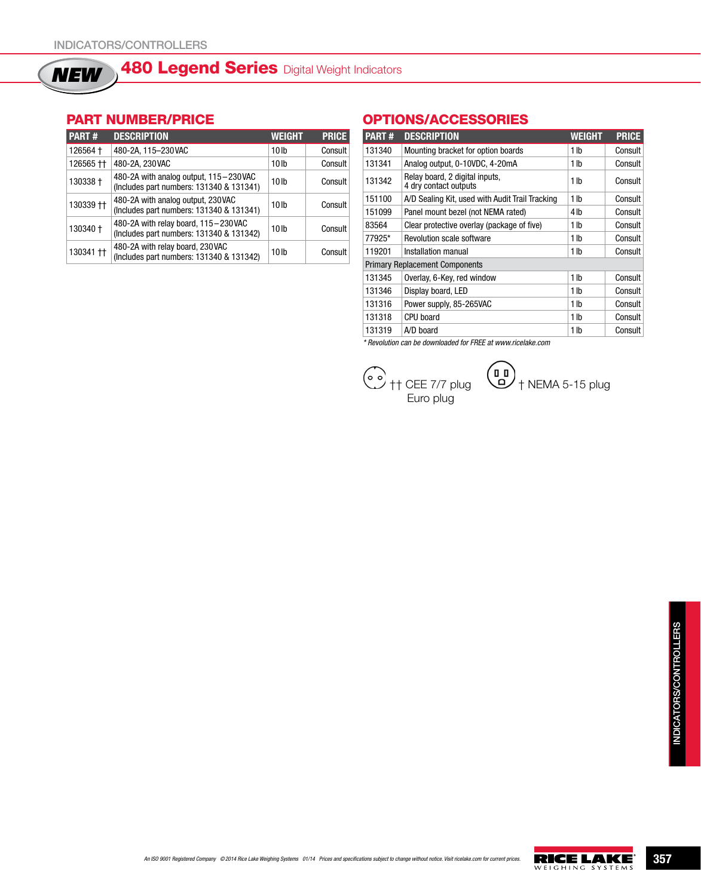# 480 Legend Series Digital Weight Indicators

NEW

## PART NUMBER/PRICE

| PART # | DESCRIPTION | WEIGHT | PRICE |
|---|---|---|---|
| 126564 † | 480-2A, 115–230VAC | 10 lb | Consult |
| 126565 †† | 480-2A, 230VAC | 10 lb | Consult |
| 130338 † | 480-2A with analog output, 115 – 230VAC (Includes part numbers: 131340 & 131341) | 10 lb | Consult |
| 130339 †† | 480-2A with analog output, 230VAC (Includes part numbers: 131340 & 131341) | 10 lb | Consult |
| 130340 † | 480-2A with relay board, 115 – 230VAC (Includes part numbers: 131340 & 131342) | 10 lb | Consult |
| 130341 †† | 480-2A with relay board, 230VAC (Includes part numbers: 131340 & 131342) | 10 lb | Consult |

## OPTIONS/ACCESSORIES

| PART # | DESCRIPTION | WEIGHT | PRICE |
|---|---|---|---|
| 131340 | Mounting bracket for option boards | 1 lb | Consult |
| 131341 | Analog output, 0-10VDC, 4-20mA | 1 lb | Consult |
| 131342 | Relay board, 2 digital inputs, 4 dry contact outputs | 1 lb | Consult |
| 151100 | A/D Sealing Kit, used with Audit Trail Tracking | 1 lb | Consult |
| 151099 | Panel mount bezel (not NEMA rated) | 4 lb | Consult |
| 83564 | Clear protective overlay (package of five) | 1 lb | Consult |
| 77925* | Revolution scale software | 1 lb | Consult |
| 119201 | Installation manual | 1 lb | Consult |
| Primary Replacement Components | | | |
| 131345 | Overlay, 6-Key, red window | 1 lb | Consult |
| 131346 | Display board, LED | 1 lb | Consult |
| 131316 | Power supply, 85-265VAC | 1 lb | Consult |
| 131318 | CPU board | 1 lb | Consult |
| 131319 | A/D board | 1 lb | Consult |

*\* Revolution can be downloaded for FREE at www.ricelake.com*

†† CEE 7/7 plug Euro plug

† NEMA 5-15 plug

*An ISO 9001 Registered Company © 2014 Rice Lake Weighing Systems 01/14 Prices and specifications subject to change without notice. Visit ricelake.com for current prices.*